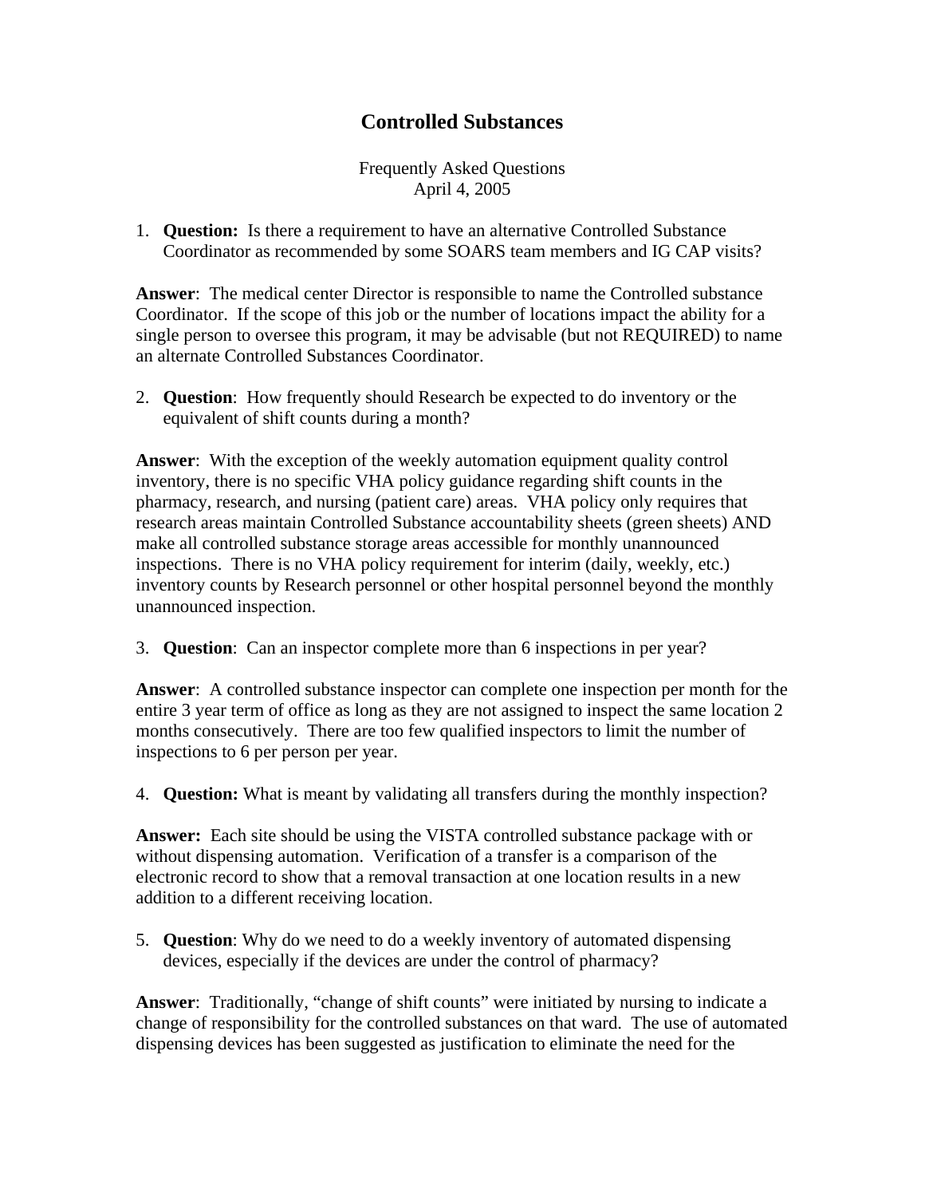# Controlled Substances

Frequently Asked Questions
April 4, 2005

1. **Question:** Is there a requirement to have an alternative Controlled Substance Coordinator as recommended by some SOARS team members and IG CAP visits?

**Answer**: The medical center Director is responsible to name the Controlled substance Coordinator. If the scope of this job or the number of locations impact the ability for a single person to oversee this program, it may be advisable (but not REQUIRED) to name an alternate Controlled Substances Coordinator.

2. **Question**: How frequently should Research be expected to do inventory or the equivalent of shift counts during a month?

**Answer**: With the exception of the weekly automation equipment quality control inventory, there is no specific VHA policy guidance regarding shift counts in the pharmacy, research, and nursing (patient care) areas. VHA policy only requires that research areas maintain Controlled Substance accountability sheets (green sheets) AND make all controlled substance storage areas accessible for monthly unannounced inspections. There is no VHA policy requirement for interim (daily, weekly, etc.) inventory counts by Research personnel or other hospital personnel beyond the monthly unannounced inspection.

3. **Question**: Can an inspector complete more than 6 inspections in per year?

**Answer**: A controlled substance inspector can complete one inspection per month for the entire 3 year term of office as long as they are not assigned to inspect the same location 2 months consecutively. There are too few qualified inspectors to limit the number of inspections to 6 per person per year.

4. **Question:** What is meant by validating all transfers during the monthly inspection?

**Answer:** Each site should be using the VISTA controlled substance package with or without dispensing automation. Verification of a transfer is a comparison of the electronic record to show that a removal transaction at one location results in a new addition to a different receiving location.

5. **Question**: Why do we need to do a weekly inventory of automated dispensing devices, especially if the devices are under the control of pharmacy?

**Answer**: Traditionally, "change of shift counts" were initiated by nursing to indicate a change of responsibility for the controlled substances on that ward. The use of automated dispensing devices has been suggested as justification to eliminate the need for the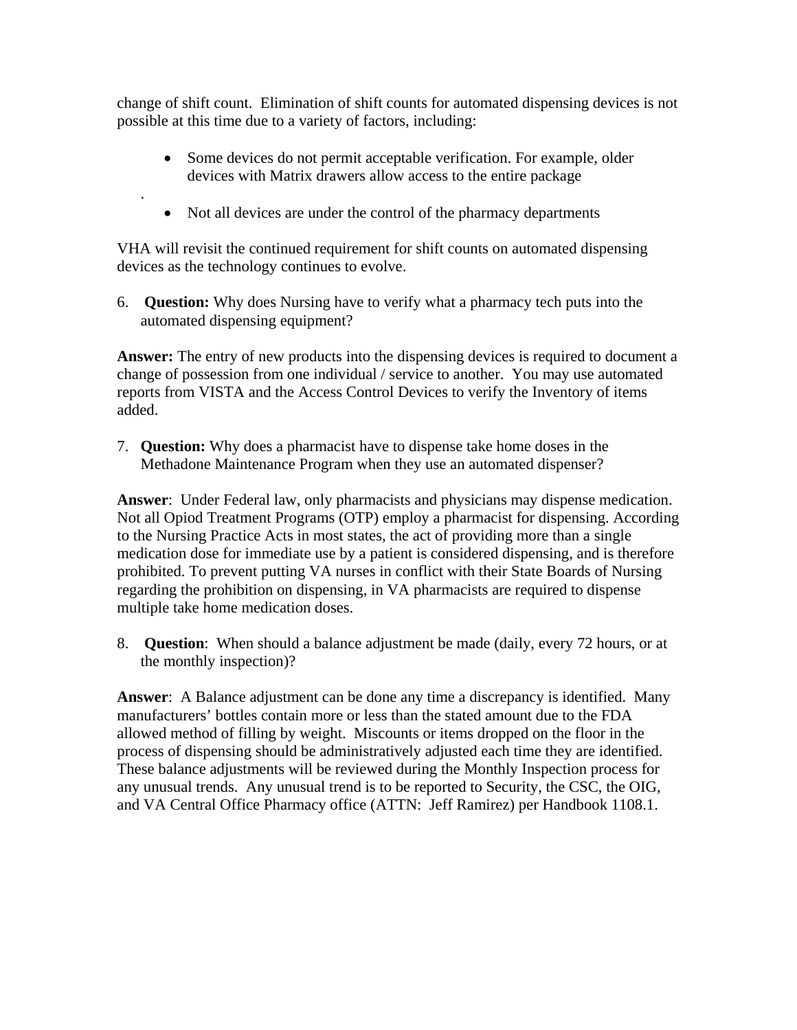change of shift count. Elimination of shift counts for automated dispensing devices is not possible at this time due to a variety of factors, including:

- Some devices do not permit acceptable verification. For example, older devices with Matrix drawers allow access to the entire package
- Not all devices are under the control of the pharmacy departments

VHA will revisit the continued requirement for shift counts on automated dispensing devices as the technology continues to evolve.

6. **Question:** Why does Nursing have to verify what a pharmacy tech puts into the automated dispensing equipment?

**Answer:** The entry of new products into the dispensing devices is required to document a change of possession from one individual / service to another. You may use automated reports from VISTA and the Access Control Devices to verify the Inventory of items added.

7. **Question:** Why does a pharmacist have to dispense take home doses in the Methadone Maintenance Program when they use an automated dispenser?

**Answer**: Under Federal law, only pharmacists and physicians may dispense medication. Not all Opiod Treatment Programs (OTP) employ a pharmacist for dispensing. According to the Nursing Practice Acts in most states, the act of providing more than a single medication dose for immediate use by a patient is considered dispensing, and is therefore prohibited. To prevent putting VA nurses in conflict with their State Boards of Nursing regarding the prohibition on dispensing, in VA pharmacists are required to dispense multiple take home medication doses.

8. **Question**: When should a balance adjustment be made (daily, every 72 hours, or at the monthly inspection)?

**Answer**: A Balance adjustment can be done any time a discrepancy is identified. Many manufacturers' bottles contain more or less than the stated amount due to the FDA allowed method of filling by weight. Miscounts or items dropped on the floor in the process of dispensing should be administratively adjusted each time they are identified. These balance adjustments will be reviewed during the Monthly Inspection process for any unusual trends. Any unusual trend is to be reported to Security, the CSC, the OIG, and VA Central Office Pharmacy office (ATTN: Jeff Ramirez) per Handbook 1108.1.